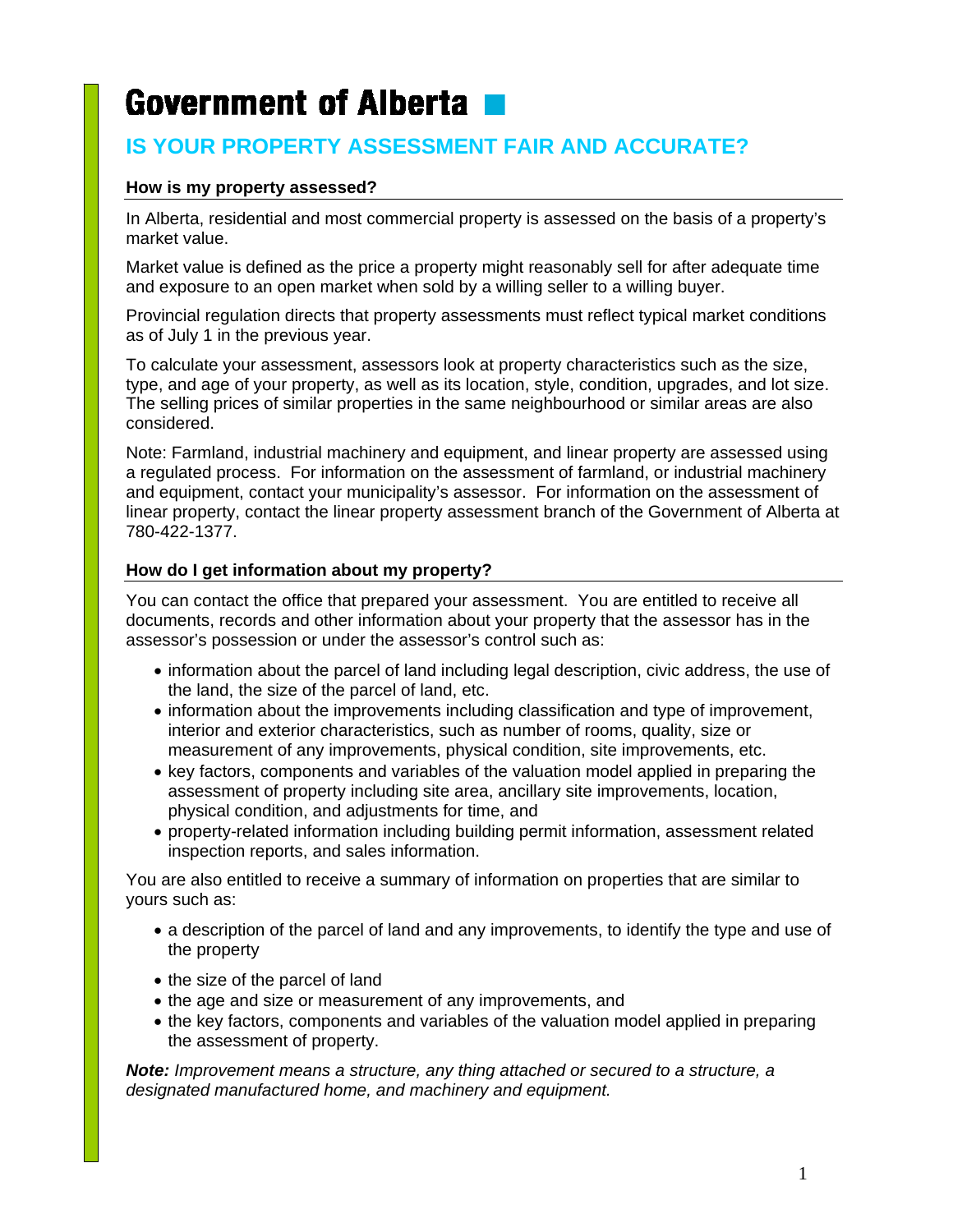# Government of Alberta

## IS YOUR PROPERTY ASSESSMENT FAIR AND ACCURATE?

### How is my property assessed?

In Alberta, residential and most commercial property is assessed on the basis of a property's market value.

Market value is defined as the price a property might reasonably sell for after adequate time and exposure to an open market when sold by a willing seller to a willing buyer.

Provincial regulation directs that property assessments must reflect typical market conditions as of July 1 in the previous year.

To calculate your assessment, assessors look at property characteristics such as the size, type, and age of your property, as well as its location, style, condition, upgrades, and lot size. The selling prices of similar properties in the same neighbourhood or similar areas are also considered.

Note: Farmland, industrial machinery and equipment, and linear property are assessed using a regulated process. For information on the assessment of farmland, or industrial machinery and equipment, contact your municipality's assessor. For information on the assessment of linear property, contact the linear property assessment branch of the Government of Alberta at 780-422-1377.

### How do I get information about my property?

You can contact the office that prepared your assessment. You are entitled to receive all documents, records and other information about your property that the assessor has in the assessor's possession or under the assessor's control such as:

- information about the parcel of land including legal description, civic address, the use of the land, the size of the parcel of land, etc.
- information about the improvements including classification and type of improvement, interior and exterior characteristics, such as number of rooms, quality, size or measurement of any improvements, physical condition, site improvements, etc.
- key factors, components and variables of the valuation model applied in preparing the assessment of property including site area, ancillary site improvements, location, physical condition, and adjustments for time, and
- property-related information including building permit information, assessment related inspection reports, and sales information.

You are also entitled to receive a summary of information on properties that are similar to yours such as:

- a description of the parcel of land and any improvements, to identify the type and use of the property
- the size of the parcel of land
- the age and size or measurement of any improvements, and
- the key factors, components and variables of the valuation model applied in preparing the assessment of property.

***Note:*** *Improvement means a structure, any thing attached or secured to a structure, a designated manufactured home, and machinery and equipment.*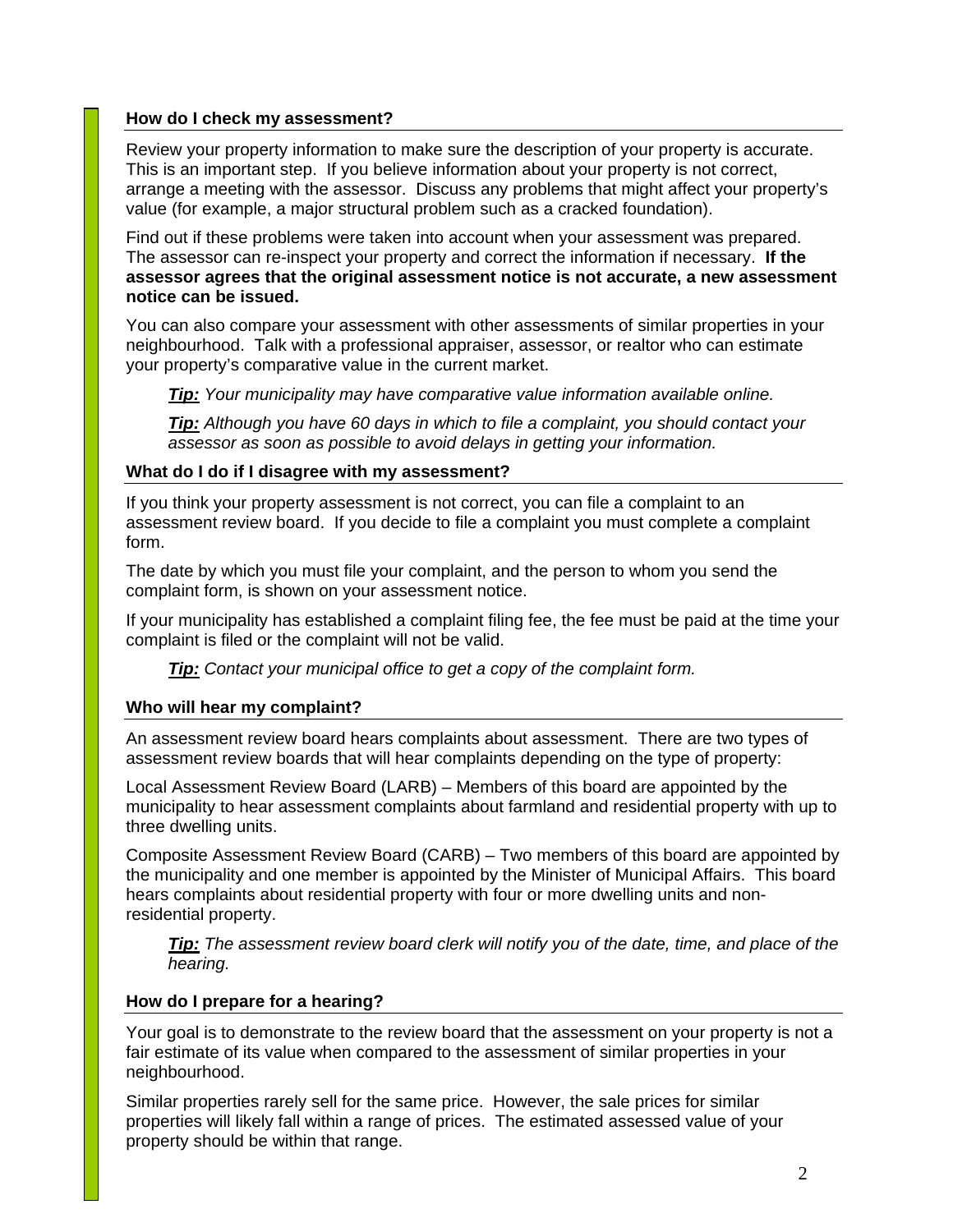### How do I check my assessment?

Review your property information to make sure the description of your property is accurate. This is an important step. If you believe information about your property is not correct, arrange a meeting with the assessor. Discuss any problems that might affect your property's value (for example, a major structural problem such as a cracked foundation).

Find out if these problems were taken into account when your assessment was prepared. The assessor can re-inspect your property and correct the information if necessary. **If the assessor agrees that the original assessment notice is not accurate, a new assessment notice can be issued.**

You can also compare your assessment with other assessments of similar properties in your neighbourhood. Talk with a professional appraiser, assessor, or realtor who can estimate your property's comparative value in the current market.

> ***Tip:*** *Your municipality may have comparative value information available online.*

> ***Tip:*** *Although you have 60 days in which to file a complaint, you should contact your assessor as soon as possible to avoid delays in getting your information.*

### What do I do if I disagree with my assessment?

If you think your property assessment is not correct, you can file a complaint to an assessment review board. If you decide to file a complaint you must complete a complaint form.

The date by which you must file your complaint, and the person to whom you send the complaint form, is shown on your assessment notice.

If your municipality has established a complaint filing fee, the fee must be paid at the time your complaint is filed or the complaint will not be valid.

> ***Tip:*** *Contact your municipal office to get a copy of the complaint form.*

### Who will hear my complaint?

An assessment review board hears complaints about assessment. There are two types of assessment review boards that will hear complaints depending on the type of property:

Local Assessment Review Board (LARB) – Members of this board are appointed by the municipality to hear assessment complaints about farmland and residential property with up to three dwelling units.

Composite Assessment Review Board (CARB) – Two members of this board are appointed by the municipality and one member is appointed by the Minister of Municipal Affairs. This board hears complaints about residential property with four or more dwelling units and non-residential property.

> ***Tip:*** *The assessment review board clerk will notify you of the date, time, and place of the hearing.*

### How do I prepare for a hearing?

Your goal is to demonstrate to the review board that the assessment on your property is not a fair estimate of its value when compared to the assessment of similar properties in your neighbourhood.

Similar properties rarely sell for the same price. However, the sale prices for similar properties will likely fall within a range of prices. The estimated assessed value of your property should be within that range.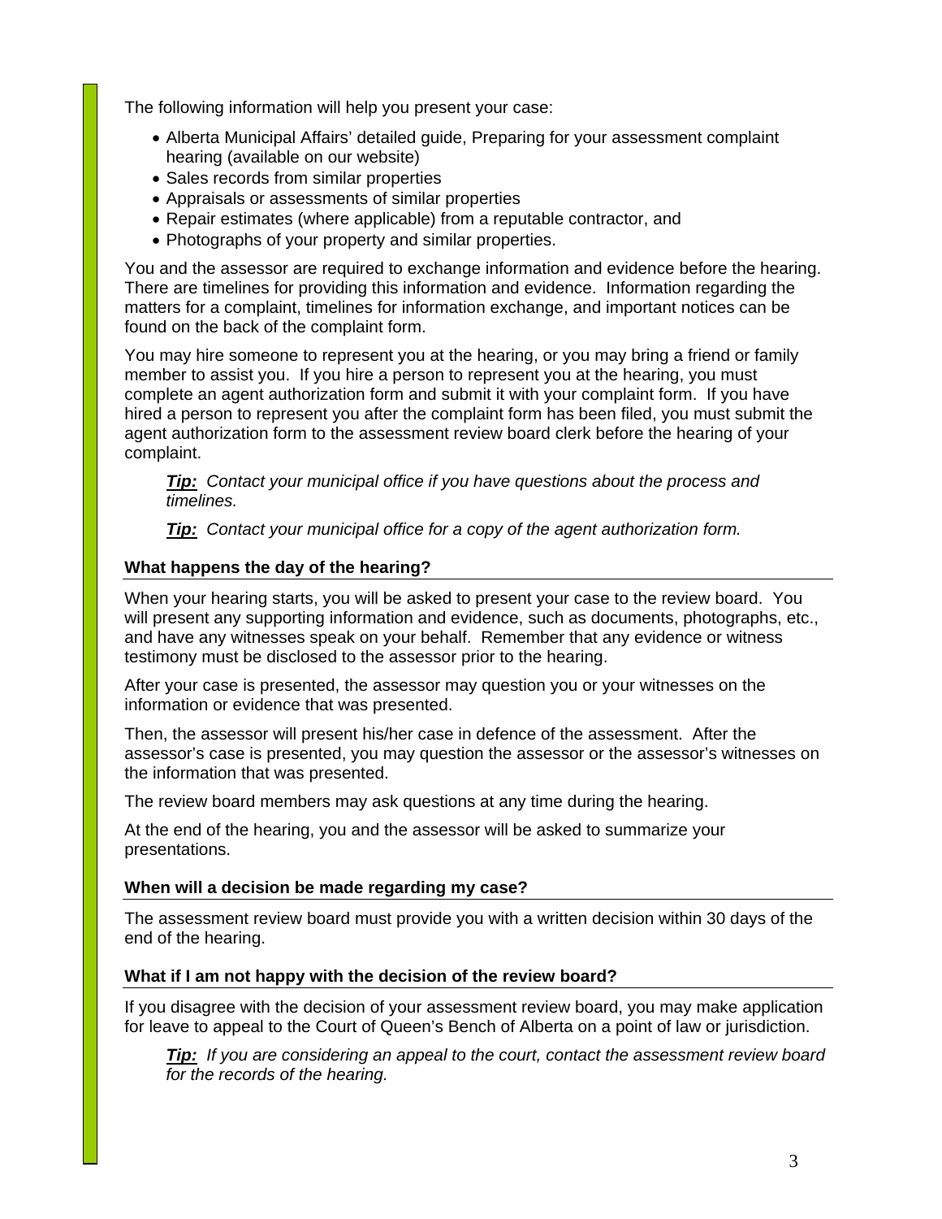The following information will help you present your case:

- Alberta Municipal Affairs' detailed guide, Preparing for your assessment complaint hearing (available on our website)
- Sales records from similar properties
- Appraisals or assessments of similar properties
- Repair estimates (where applicable) from a reputable contractor, and
- Photographs of your property and similar properties.

You and the assessor are required to exchange information and evidence before the hearing. There are timelines for providing this information and evidence. Information regarding the matters for a complaint, timelines for information exchange, and important notices can be found on the back of the complaint form.

You may hire someone to represent you at the hearing, or you may bring a friend or family member to assist you. If you hire a person to represent you at the hearing, you must complete an agent authorization form and submit it with your complaint form. If you have hired a person to represent you after the complaint form has been filed, you must submit the agent authorization form to the assessment review board clerk before the hearing of your complaint.

> ***Tip:*** *Contact your municipal office if you have questions about the process and timelines.*
>
> ***Tip:*** *Contact your municipal office for a copy of the agent authorization form.*

### What happens the day of the hearing?

When your hearing starts, you will be asked to present your case to the review board. You will present any supporting information and evidence, such as documents, photographs, etc., and have any witnesses speak on your behalf. Remember that any evidence or witness testimony must be disclosed to the assessor prior to the hearing.

After your case is presented, the assessor may question you or your witnesses on the information or evidence that was presented.

Then, the assessor will present his/her case in defence of the assessment. After the assessor's case is presented, you may question the assessor or the assessor's witnesses on the information that was presented.

The review board members may ask questions at any time during the hearing.

At the end of the hearing, you and the assessor will be asked to summarize your presentations.

### When will a decision be made regarding my case?

The assessment review board must provide you with a written decision within 30 days of the end of the hearing.

### What if I am not happy with the decision of the review board?

If you disagree with the decision of your assessment review board, you may make application for leave to appeal to the Court of Queen's Bench of Alberta on a point of law or jurisdiction.

> ***Tip:*** *If you are considering an appeal to the court, contact the assessment review board for the records of the hearing.*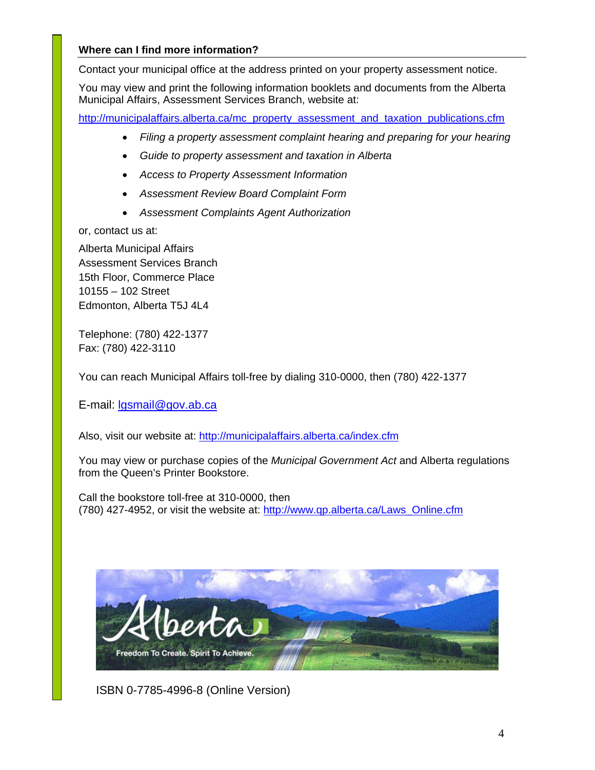### Where can I find more information?

Contact your municipal office at the address printed on your property assessment notice.

You may view and print the following information booklets and documents from the Alberta Municipal Affairs, Assessment Services Branch, website at:

http://municipalaffairs.alberta.ca/mc_property_assessment_and_taxation_publications.cfm

- *Filing a property assessment complaint hearing and preparing for your hearing*
- *Guide to property assessment and taxation in Alberta*
- *Access to Property Assessment Information*
- *Assessment Review Board Complaint Form*
- *Assessment Complaints Agent Authorization*

or, contact us at:

Alberta Municipal Affairs
Assessment Services Branch
15th Floor, Commerce Place
10155 – 102 Street
Edmonton, Alberta T5J 4L4

Telephone: (780) 422-1377
Fax: (780) 422-3110

You can reach Municipal Affairs toll-free by dialing 310-0000, then (780) 422-1377

E-mail: lgsmail@gov.ab.ca

Also, visit our website at: http://municipalaffairs.alberta.ca/index.cfm

You may view or purchase copies of the *Municipal Government Act* and Alberta regulations from the Queen's Printer Bookstore.

Call the bookstore toll-free at 310-0000, then
(780) 427-4952, or visit the website at: http://www.qp.alberta.ca/Laws_Online.cfm

Alberta
Freedom To Create. Spirit To Achieve.

ISBN 0-7785-4996-8 (Online Version)